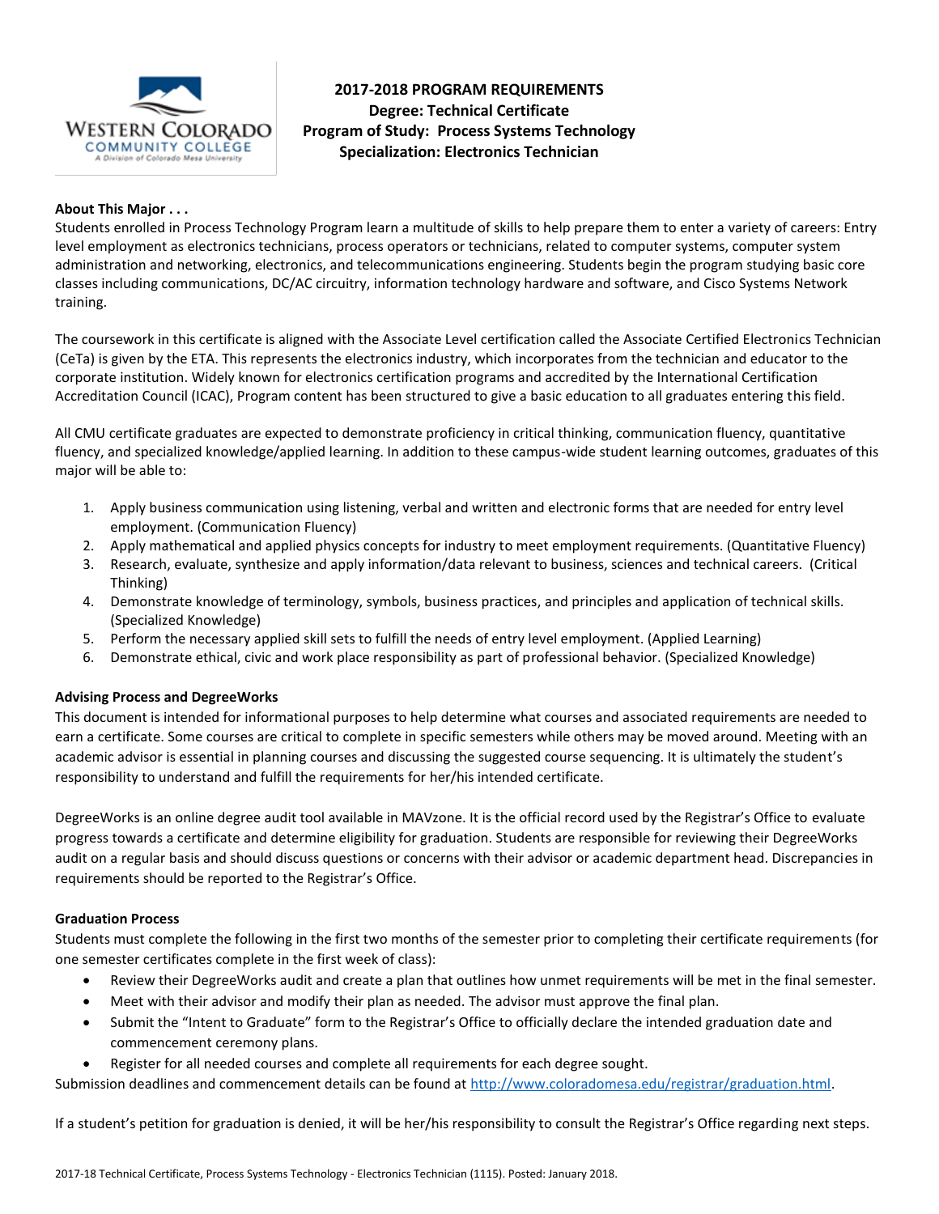# 2017-2018 PROGRAM REQUIREMENTS
## Degree: Technical Certificate
## Program of Study: Process Systems Technology
## Specialization: Electronics Technician

**About This Major . . .**

Students enrolled in Process Technology Program learn a multitude of skills to help prepare them to enter a variety of careers: Entry level employment as electronics technicians, process operators or technicians, related to computer systems, computer system administration and networking, electronics, and telecommunications engineering. Students begin the program studying basic core classes including communications, DC/AC circuitry, information technology hardware and software, and Cisco Systems Network training.

The coursework in this certificate is aligned with the Associate Level certification called the Associate Certified Electronics Technician (CeTa) is given by the ETA. This represents the electronics industry, which incorporates from the technician and educator to the corporate institution. Widely known for electronics certification programs and accredited by the International Certification Accreditation Council (ICAC), Program content has been structured to give a basic education to all graduates entering this field.

All CMU certificate graduates are expected to demonstrate proficiency in critical thinking, communication fluency, quantitative fluency, and specialized knowledge/applied learning. In addition to these campus-wide student learning outcomes, graduates of this major will be able to:

1. Apply business communication using listening, verbal and written and electronic forms that are needed for entry level employment. (Communication Fluency)
2. Apply mathematical and applied physics concepts for industry to meet employment requirements. (Quantitative Fluency)
3. Research, evaluate, synthesize and apply information/data relevant to business, sciences and technical careers. (Critical Thinking)
4. Demonstrate knowledge of terminology, symbols, business practices, and principles and application of technical skills. (Specialized Knowledge)
5. Perform the necessary applied skill sets to fulfill the needs of entry level employment. (Applied Learning)
6. Demonstrate ethical, civic and work place responsibility as part of professional behavior. (Specialized Knowledge)

**Advising Process and DegreeWorks**

This document is intended for informational purposes to help determine what courses and associated requirements are needed to earn a certificate. Some courses are critical to complete in specific semesters while others may be moved around. Meeting with an academic advisor is essential in planning courses and discussing the suggested course sequencing. It is ultimately the student's responsibility to understand and fulfill the requirements for her/his intended certificate.

DegreeWorks is an online degree audit tool available in MAVzone. It is the official record used by the Registrar's Office to evaluate progress towards a certificate and determine eligibility for graduation. Students are responsible for reviewing their DegreeWorks audit on a regular basis and should discuss questions or concerns with their advisor or academic department head. Discrepancies in requirements should be reported to the Registrar's Office.

**Graduation Process**

Students must complete the following in the first two months of the semester prior to completing their certificate requirements (for one semester certificates complete in the first week of class):

- Review their DegreeWorks audit and create a plan that outlines how unmet requirements will be met in the final semester.
- Meet with their advisor and modify their plan as needed. The advisor must approve the final plan.
- Submit the "Intent to Graduate" form to the Registrar's Office to officially declare the intended graduation date and commencement ceremony plans.
- Register for all needed courses and complete all requirements for each degree sought.

Submission deadlines and commencement details can be found at http://www.coloradomesa.edu/registrar/graduation.html.

If a student's petition for graduation is denied, it will be her/his responsibility to consult the Registrar's Office regarding next steps.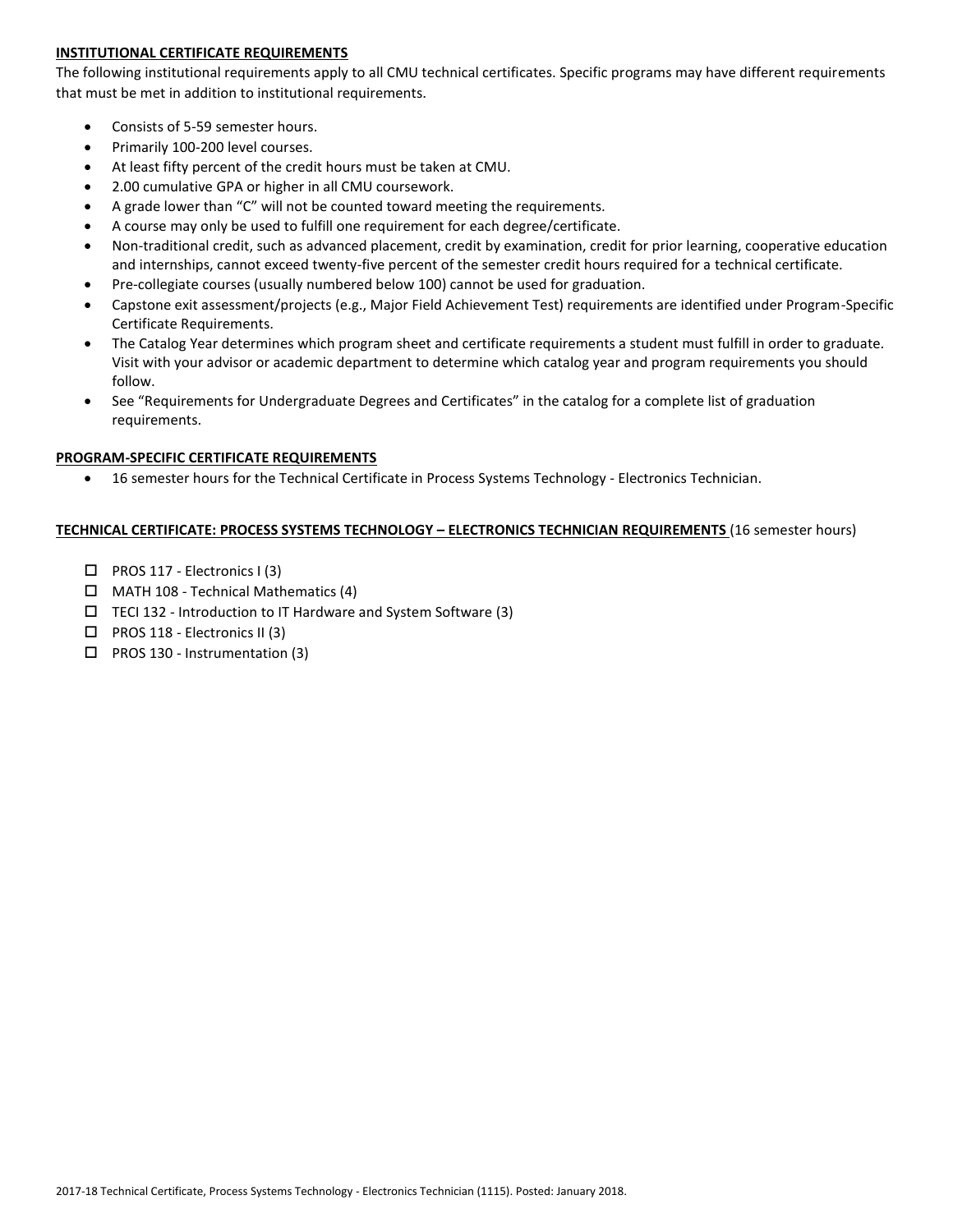**INSTITUTIONAL CERTIFICATE REQUIREMENTS**

The following institutional requirements apply to all CMU technical certificates. Specific programs may have different requirements that must be met in addition to institutional requirements.

- Consists of 5-59 semester hours.
- Primarily 100-200 level courses.
- At least fifty percent of the credit hours must be taken at CMU.
- 2.00 cumulative GPA or higher in all CMU coursework.
- A grade lower than "C" will not be counted toward meeting the requirements.
- A course may only be used to fulfill one requirement for each degree/certificate.
- Non-traditional credit, such as advanced placement, credit by examination, credit for prior learning, cooperative education and internships, cannot exceed twenty-five percent of the semester credit hours required for a technical certificate.
- Pre-collegiate courses (usually numbered below 100) cannot be used for graduation.
- Capstone exit assessment/projects (e.g., Major Field Achievement Test) requirements are identified under Program-Specific Certificate Requirements.
- The Catalog Year determines which program sheet and certificate requirements a student must fulfill in order to graduate. Visit with your advisor or academic department to determine which catalog year and program requirements you should follow.
- See "Requirements for Undergraduate Degrees and Certificates" in the catalog for a complete list of graduation requirements.

**PROGRAM-SPECIFIC CERTIFICATE REQUIREMENTS**

- 16 semester hours for the Technical Certificate in Process Systems Technology - Electronics Technician.

**TECHNICAL CERTIFICATE: PROCESS SYSTEMS TECHNOLOGY – ELECTRONICS TECHNICIAN REQUIREMENTS** (16 semester hours)

- ☐ PROS 117 - Electronics I (3)
- ☐ MATH 108 - Technical Mathematics (4)
- ☐ TECI 132 - Introduction to IT Hardware and System Software (3)
- ☐ PROS 118 - Electronics II (3)
- ☐ PROS 130 - Instrumentation (3)

2017-18 Technical Certificate, Process Systems Technology - Electronics Technician (1115). Posted: January 2018.